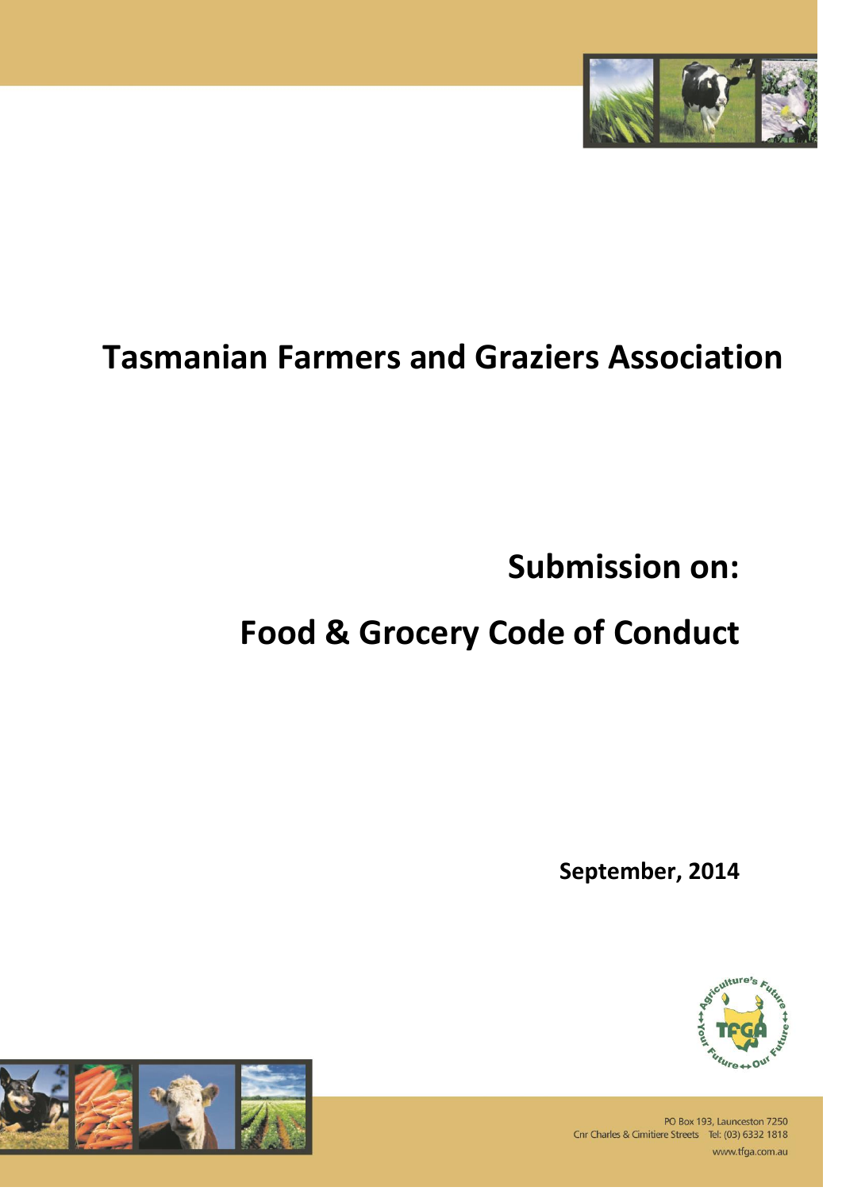# Tasmanian Farmers and Graziers Association

## Submission on:

## Food & Grocery Code of Conduct

**September, 2014**

PO Box 193, Launceston 7250
Cnr Charles & Cimitiere Streets Tel: (03) 6332 1818
www.tfga.com.au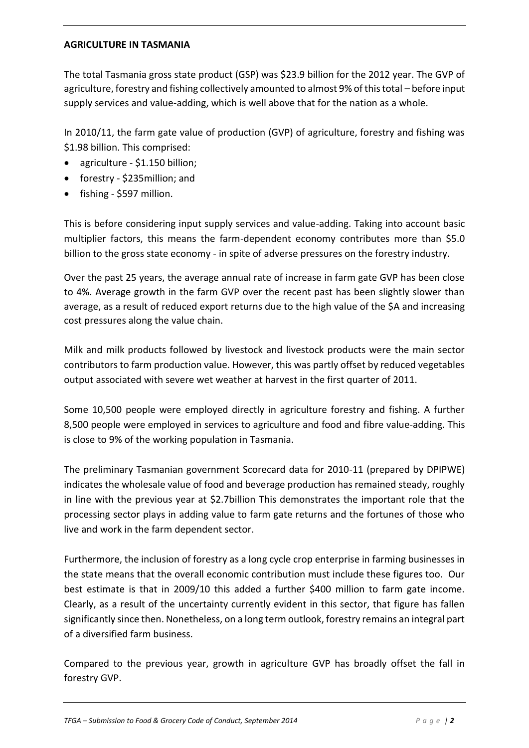**AGRICULTURE IN TASMANIA**

The total Tasmania gross state product (GSP) was $23.9 billion for the 2012 year. The GVP of agriculture, forestry and fishing collectively amounted to almost 9% of this total – before input supply services and value-adding, which is well above that for the nation as a whole.

In 2010/11, the farm gate value of production (GVP) of agriculture, forestry and fishing was $1.98 billion. This comprised:

- agriculture - $1.150 billion;
- forestry - $235million; and
- fishing - $597 million.

This is before considering input supply services and value-adding. Taking into account basic multiplier factors, this means the farm-dependent economy contributes more than $5.0 billion to the gross state economy - in spite of adverse pressures on the forestry industry.

Over the past 25 years, the average annual rate of increase in farm gate GVP has been close to 4%. Average growth in the farm GVP over the recent past has been slightly slower than average, as a result of reduced export returns due to the high value of the $A and increasing cost pressures along the value chain.

Milk and milk products followed by livestock and livestock products were the main sector contributors to farm production value. However, this was partly offset by reduced vegetables output associated with severe wet weather at harvest in the first quarter of 2011.

Some 10,500 people were employed directly in agriculture forestry and fishing. A further 8,500 people were employed in services to agriculture and food and fibre value-adding. This is close to 9% of the working population in Tasmania.

The preliminary Tasmanian government Scorecard data for 2010-11 (prepared by DPIPWE) indicates the wholesale value of food and beverage production has remained steady, roughly in line with the previous year at $2.7billion This demonstrates the important role that the processing sector plays in adding value to farm gate returns and the fortunes of those who live and work in the farm dependent sector.

Furthermore, the inclusion of forestry as a long cycle crop enterprise in farming businesses in the state means that the overall economic contribution must include these figures too. Our best estimate is that in 2009/10 this added a further $400 million to farm gate income. Clearly, as a result of the uncertainty currently evident in this sector, that figure has fallen significantly since then. Nonetheless, on a long term outlook, forestry remains an integral part of a diversified farm business.

Compared to the previous year, growth in agriculture GVP has broadly offset the fall in forestry GVP.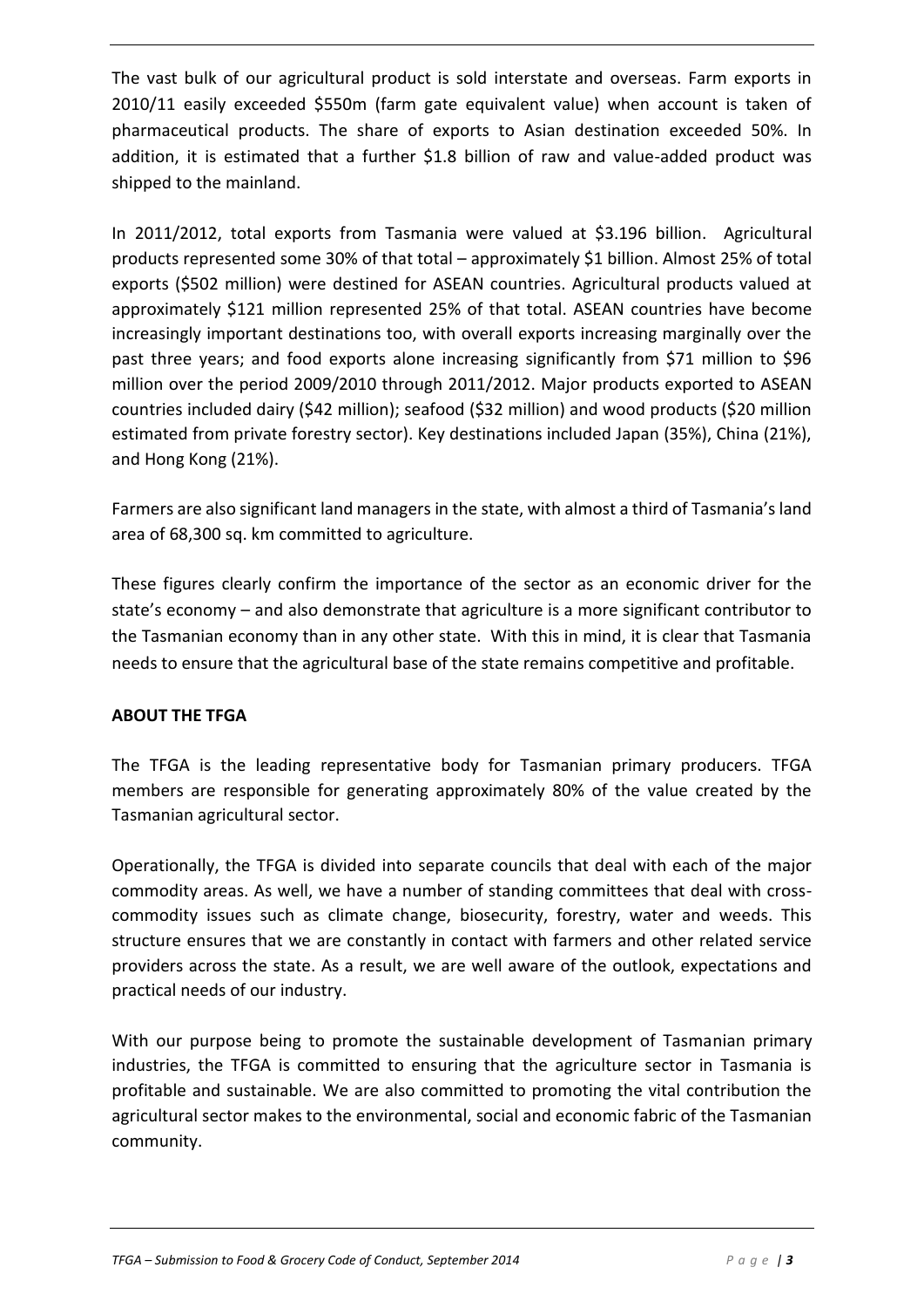The vast bulk of our agricultural product is sold interstate and overseas. Farm exports in 2010/11 easily exceeded $550m (farm gate equivalent value) when account is taken of pharmaceutical products. The share of exports to Asian destination exceeded 50%. In addition, it is estimated that a further $1.8 billion of raw and value-added product was shipped to the mainland.

In 2011/2012, total exports from Tasmania were valued at $3.196 billion. Agricultural products represented some 30% of that total – approximately $1 billion. Almost 25% of total exports ($502 million) were destined for ASEAN countries. Agricultural products valued at approximately $121 million represented 25% of that total. ASEAN countries have become increasingly important destinations too, with overall exports increasing marginally over the past three years; and food exports alone increasing significantly from $71 million to $96 million over the period 2009/2010 through 2011/2012. Major products exported to ASEAN countries included dairy ($42 million); seafood ($32 million) and wood products ($20 million estimated from private forestry sector). Key destinations included Japan (35%), China (21%), and Hong Kong (21%).

Farmers are also significant land managers in the state, with almost a third of Tasmania's land area of 68,300 sq. km committed to agriculture.

These figures clearly confirm the importance of the sector as an economic driver for the state's economy – and also demonstrate that agriculture is a more significant contributor to the Tasmanian economy than in any other state. With this in mind, it is clear that Tasmania needs to ensure that the agricultural base of the state remains competitive and profitable.

## ABOUT THE TFGA

The TFGA is the leading representative body for Tasmanian primary producers. TFGA members are responsible for generating approximately 80% of the value created by the Tasmanian agricultural sector.

Operationally, the TFGA is divided into separate councils that deal with each of the major commodity areas. As well, we have a number of standing committees that deal with cross-commodity issues such as climate change, biosecurity, forestry, water and weeds. This structure ensures that we are constantly in contact with farmers and other related service providers across the state. As a result, we are well aware of the outlook, expectations and practical needs of our industry.

With our purpose being to promote the sustainable development of Tasmanian primary industries, the TFGA is committed to ensuring that the agriculture sector in Tasmania is profitable and sustainable. We are also committed to promoting the vital contribution the agricultural sector makes to the environmental, social and economic fabric of the Tasmanian community.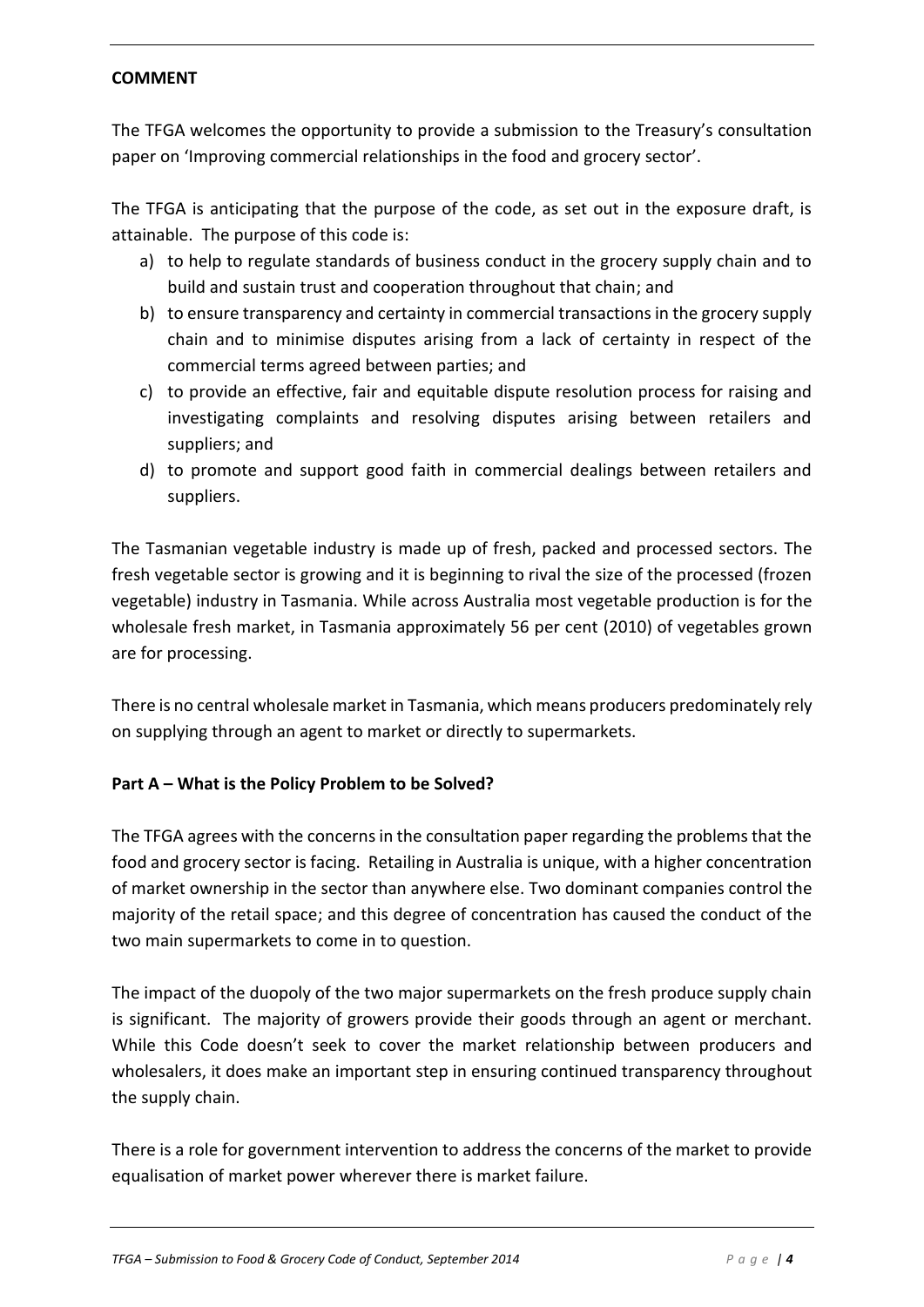**COMMENT**

The TFGA welcomes the opportunity to provide a submission to the Treasury's consultation paper on 'Improving commercial relationships in the food and grocery sector'.

The TFGA is anticipating that the purpose of the code, as set out in the exposure draft, is attainable. The purpose of this code is:

a) to help to regulate standards of business conduct in the grocery supply chain and to build and sustain trust and cooperation throughout that chain; and
b) to ensure transparency and certainty in commercial transactions in the grocery supply chain and to minimise disputes arising from a lack of certainty in respect of the commercial terms agreed between parties; and
c) to provide an effective, fair and equitable dispute resolution process for raising and investigating complaints and resolving disputes arising between retailers and suppliers; and
d) to promote and support good faith in commercial dealings between retailers and suppliers.

The Tasmanian vegetable industry is made up of fresh, packed and processed sectors. The fresh vegetable sector is growing and it is beginning to rival the size of the processed (frozen vegetable) industry in Tasmania. While across Australia most vegetable production is for the wholesale fresh market, in Tasmania approximately 56 per cent (2010) of vegetables grown are for processing.

There is no central wholesale market in Tasmania, which means producers predominately rely on supplying through an agent to market or directly to supermarkets.

**Part A – What is the Policy Problem to be Solved?**

The TFGA agrees with the concerns in the consultation paper regarding the problems that the food and grocery sector is facing. Retailing in Australia is unique, with a higher concentration of market ownership in the sector than anywhere else. Two dominant companies control the majority of the retail space; and this degree of concentration has caused the conduct of the two main supermarkets to come in to question.

The impact of the duopoly of the two major supermarkets on the fresh produce supply chain is significant. The majority of growers provide their goods through an agent or merchant. While this Code doesn't seek to cover the market relationship between producers and wholesalers, it does make an important step in ensuring continued transparency throughout the supply chain.

There is a role for government intervention to address the concerns of the market to provide equalisation of market power wherever there is market failure.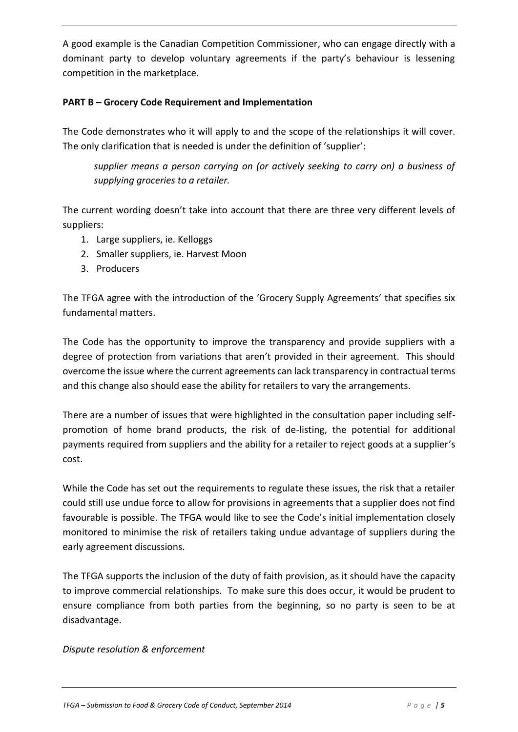A good example is the Canadian Competition Commissioner, who can engage directly with a dominant party to develop voluntary agreements if the party's behaviour is lessening competition in the marketplace.

**PART B – Grocery Code Requirement and Implementation**

The Code demonstrates who it will apply to and the scope of the relationships it will cover. The only clarification that is needed is under the definition of 'supplier':

> *supplier means a person carrying on (or actively seeking to carry on) a business of supplying groceries to a retailer.*

The current wording doesn't take into account that there are three very different levels of suppliers:

1. Large suppliers, ie. Kelloggs
2. Smaller suppliers, ie. Harvest Moon
3. Producers

The TFGA agree with the introduction of the 'Grocery Supply Agreements' that specifies six fundamental matters.

The Code has the opportunity to improve the transparency and provide suppliers with a degree of protection from variations that aren't provided in their agreement. This should overcome the issue where the current agreements can lack transparency in contractual terms and this change also should ease the ability for retailers to vary the arrangements.

There are a number of issues that were highlighted in the consultation paper including self-promotion of home brand products, the risk of de-listing, the potential for additional payments required from suppliers and the ability for a retailer to reject goods at a supplier's cost.

While the Code has set out the requirements to regulate these issues, the risk that a retailer could still use undue force to allow for provisions in agreements that a supplier does not find favourable is possible. The TFGA would like to see the Code's initial implementation closely monitored to minimise the risk of retailers taking undue advantage of suppliers during the early agreement discussions.

The TFGA supports the inclusion of the duty of faith provision, as it should have the capacity to improve commercial relationships. To make sure this does occur, it would be prudent to ensure compliance from both parties from the beginning, so no party is seen to be at disadvantage.

*Dispute resolution & enforcement*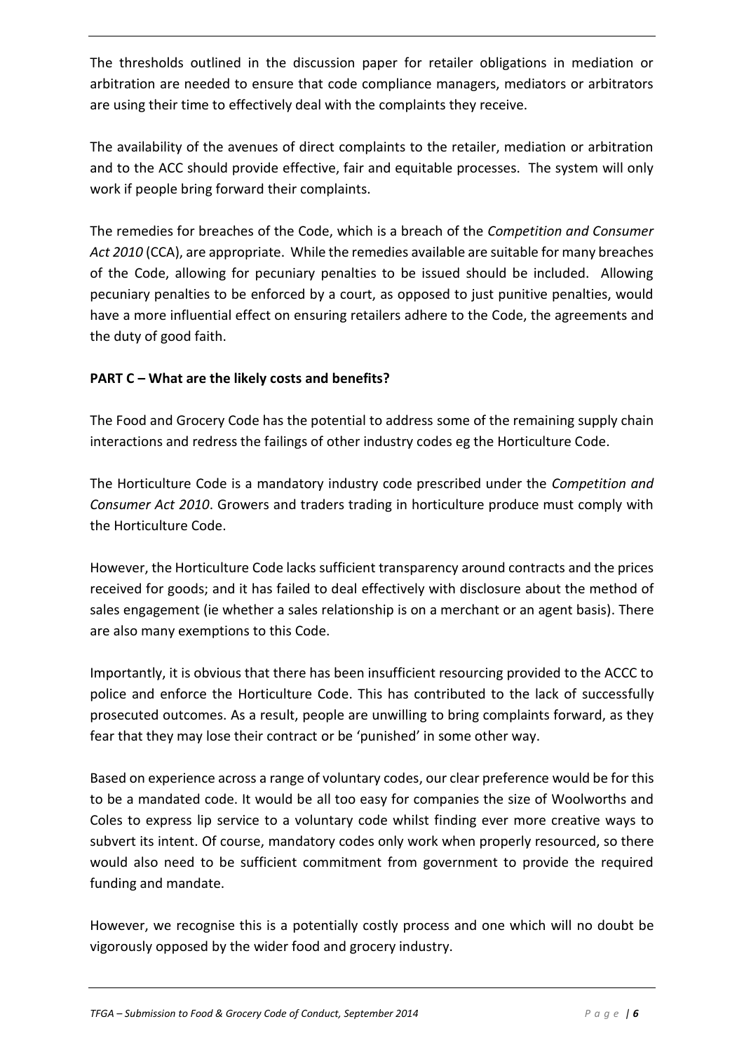The thresholds outlined in the discussion paper for retailer obligations in mediation or arbitration are needed to ensure that code compliance managers, mediators or arbitrators are using their time to effectively deal with the complaints they receive.

The availability of the avenues of direct complaints to the retailer, mediation or arbitration and to the ACC should provide effective, fair and equitable processes. The system will only work if people bring forward their complaints.

The remedies for breaches of the Code, which is a breach of the *Competition and Consumer Act 2010* (CCA), are appropriate. While the remedies available are suitable for many breaches of the Code, allowing for pecuniary penalties to be issued should be included. Allowing pecuniary penalties to be enforced by a court, as opposed to just punitive penalties, would have a more influential effect on ensuring retailers adhere to the Code, the agreements and the duty of good faith.

**PART C – What are the likely costs and benefits?**

The Food and Grocery Code has the potential to address some of the remaining supply chain interactions and redress the failings of other industry codes eg the Horticulture Code.

The Horticulture Code is a mandatory industry code prescribed under the *Competition and Consumer Act 2010*. Growers and traders trading in horticulture produce must comply with the Horticulture Code.

However, the Horticulture Code lacks sufficient transparency around contracts and the prices received for goods; and it has failed to deal effectively with disclosure about the method of sales engagement (ie whether a sales relationship is on a merchant or an agent basis). There are also many exemptions to this Code.

Importantly, it is obvious that there has been insufficient resourcing provided to the ACCC to police and enforce the Horticulture Code. This has contributed to the lack of successfully prosecuted outcomes. As a result, people are unwilling to bring complaints forward, as they fear that they may lose their contract or be 'punished' in some other way.

Based on experience across a range of voluntary codes, our clear preference would be for this to be a mandated code. It would be all too easy for companies the size of Woolworths and Coles to express lip service to a voluntary code whilst finding ever more creative ways to subvert its intent. Of course, mandatory codes only work when properly resourced, so there would also need to be sufficient commitment from government to provide the required funding and mandate.

However, we recognise this is a potentially costly process and one which will no doubt be vigorously opposed by the wider food and grocery industry.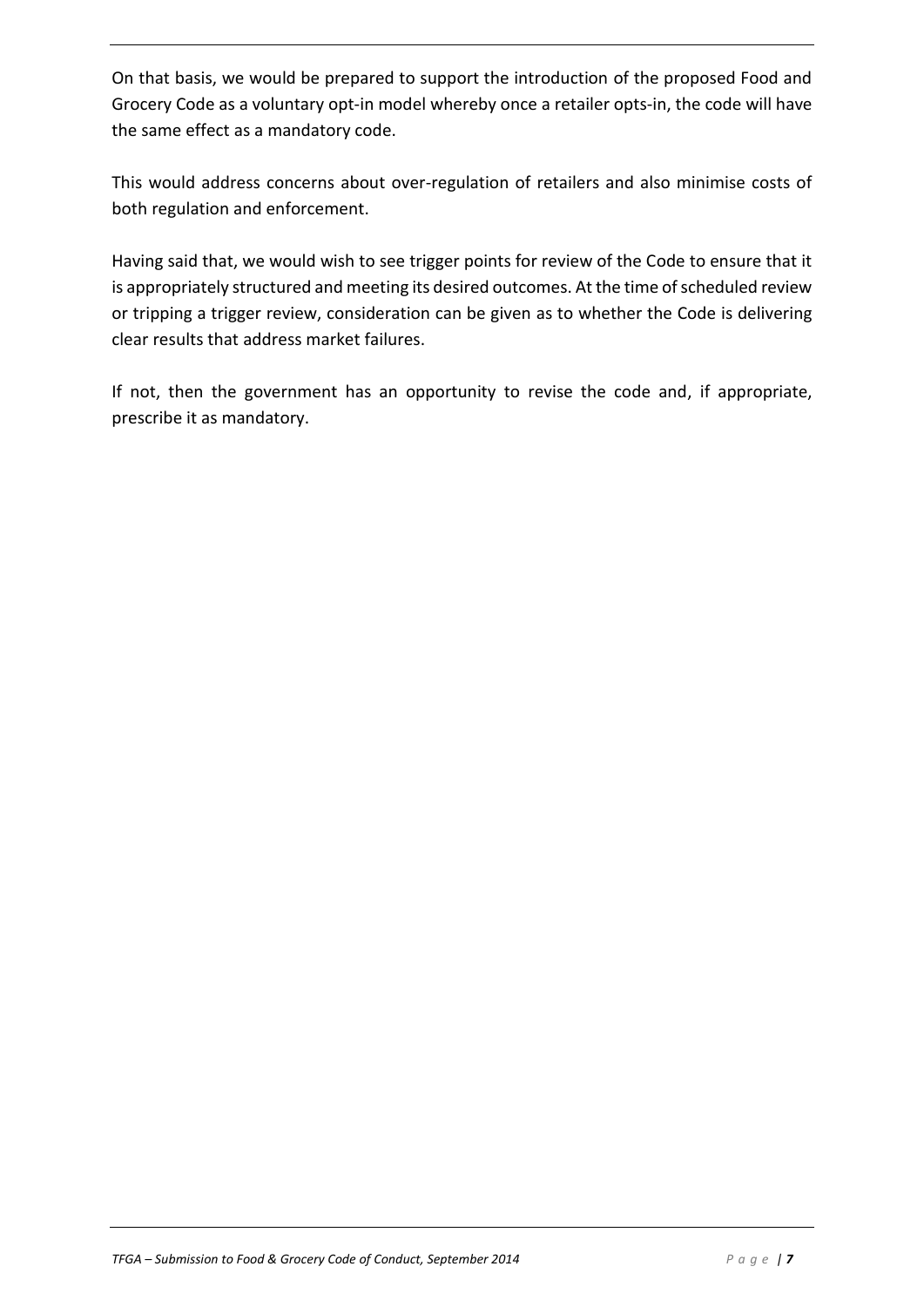On that basis, we would be prepared to support the introduction of the proposed Food and Grocery Code as a voluntary opt-in model whereby once a retailer opts-in, the code will have the same effect as a mandatory code.

This would address concerns about over-regulation of retailers and also minimise costs of both regulation and enforcement.

Having said that, we would wish to see trigger points for review of the Code to ensure that it is appropriately structured and meeting its desired outcomes. At the time of scheduled review or tripping a trigger review, consideration can be given as to whether the Code is delivering clear results that address market failures.

If not, then the government has an opportunity to revise the code and, if appropriate, prescribe it as mandatory.